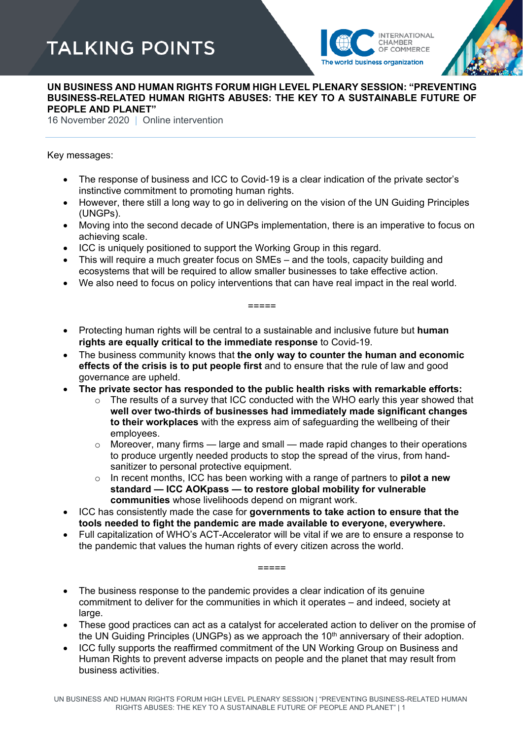# TALKING POINTS

INTERNATIONAL CHAMBER OF COMMERCE
The world business organization

**UN BUSINESS AND HUMAN RIGHTS FORUM HIGH LEVEL PLENARY SESSION: "PREVENTING BUSINESS-RELATED HUMAN RIGHTS ABUSES: THE KEY TO A SUSTAINABLE FUTURE OF PEOPLE AND PLANET"**

16 November 2020 | Online intervention

Key messages:

- The response of business and ICC to Covid-19 is a clear indication of the private sector's instinctive commitment to promoting human rights.
- However, there still a long way to go in delivering on the vision of the UN Guiding Principles (UNGPs).
- Moving into the second decade of UNGPs implementation, there is an imperative to focus on achieving scale.
- ICC is uniquely positioned to support the Working Group in this regard.
- This will require a much greater focus on SMEs – and the tools, capacity building and ecosystems that will be required to allow smaller businesses to take effective action.
- We also need to focus on policy interventions that can have real impact in the real world.

=====

- Protecting human rights will be central to a sustainable and inclusive future but **human rights are equally critical to the immediate response** to Covid-19.
- The business community knows that **the only way to counter the human and economic effects of the crisis is to put people first** and to ensure that the rule of law and good governance are upheld.
- **The private sector has responded to the public health risks with remarkable efforts:**
  - The results of a survey that ICC conducted with the WHO early this year showed that **well over two-thirds of businesses had immediately made significant changes to their workplaces** with the express aim of safeguarding the wellbeing of their employees.
  - Moreover, many firms — large and small — made rapid changes to their operations to produce urgently needed products to stop the spread of the virus, from hand-sanitizer to personal protective equipment.
  - In recent months, ICC has been working with a range of partners to **pilot a new standard — ICC AOKpass — to restore global mobility for vulnerable communities** whose livelihoods depend on migrant work.
- ICC has consistently made the case for **governments to take action to ensure that the tools needed to fight the pandemic are made available to everyone, everywhere.**
- Full capitalization of WHO's ACT-Accelerator will be vital if we are to ensure a response to the pandemic that values the human rights of every citizen across the world.

=====

- The business response to the pandemic provides a clear indication of its genuine commitment to deliver for the communities in which it operates – and indeed, society at large.
- These good practices can act as a catalyst for accelerated action to deliver on the promise of the UN Guiding Principles (UNGPs) as we approach the 10th anniversary of their adoption.
- ICC fully supports the reaffirmed commitment of the UN Working Group on Business and Human Rights to prevent adverse impacts on people and the planet that may result from business activities.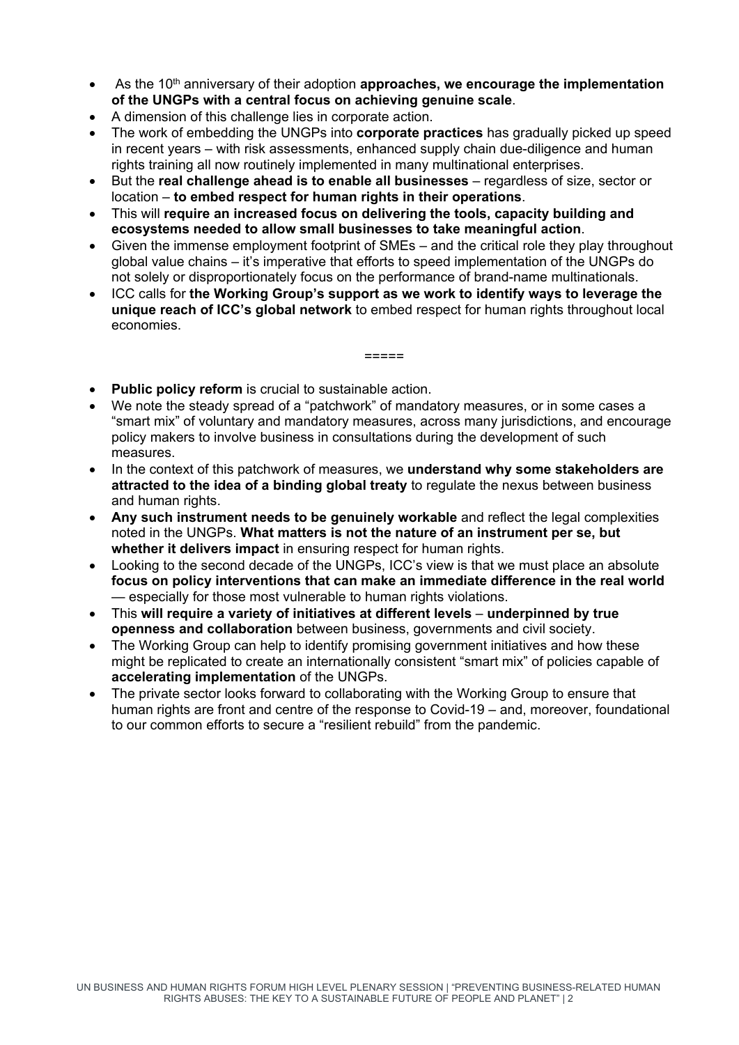- As the 10th anniversary of their adoption **approaches, we encourage the implementation of the UNGPs with a central focus on achieving genuine scale**.
- A dimension of this challenge lies in corporate action.
- The work of embedding the UNGPs into **corporate practices** has gradually picked up speed in recent years – with risk assessments, enhanced supply chain due-diligence and human rights training all now routinely implemented in many multinational enterprises.
- But the **real challenge ahead is to enable all businesses** – regardless of size, sector or location – **to embed respect for human rights in their operations**.
- This will **require an increased focus on delivering the tools, capacity building and ecosystems needed to allow small businesses to take meaningful action**.
- Given the immense employment footprint of SMEs – and the critical role they play throughout global value chains – it's imperative that efforts to speed implementation of the UNGPs do not solely or disproportionately focus on the performance of brand-name multinationals.
- ICC calls for **the Working Group's support as we work to identify ways to leverage the unique reach of ICC's global network** to embed respect for human rights throughout local economies.

=====

- **Public policy reform** is crucial to sustainable action.
- We note the steady spread of a "patchwork" of mandatory measures, or in some cases a "smart mix" of voluntary and mandatory measures, across many jurisdictions, and encourage policy makers to involve business in consultations during the development of such measures.
- In the context of this patchwork of measures, we **understand why some stakeholders are attracted to the idea of a binding global treaty** to regulate the nexus between business and human rights.
- **Any such instrument needs to be genuinely workable** and reflect the legal complexities noted in the UNGPs. **What matters is not the nature of an instrument per se, but whether it delivers impact** in ensuring respect for human rights.
- Looking to the second decade of the UNGPs, ICC's view is that we must place an absolute **focus on policy interventions that can make an immediate difference in the real world** — especially for those most vulnerable to human rights violations.
- This **will require a variety of initiatives at different levels** – **underpinned by true openness and collaboration** between business, governments and civil society.
- The Working Group can help to identify promising government initiatives and how these might be replicated to create an internationally consistent "smart mix" of policies capable of **accelerating implementation** of the UNGPs.
- The private sector looks forward to collaborating with the Working Group to ensure that human rights are front and centre of the response to Covid-19 – and, moreover, foundational to our common efforts to secure a "resilient rebuild" from the pandemic.